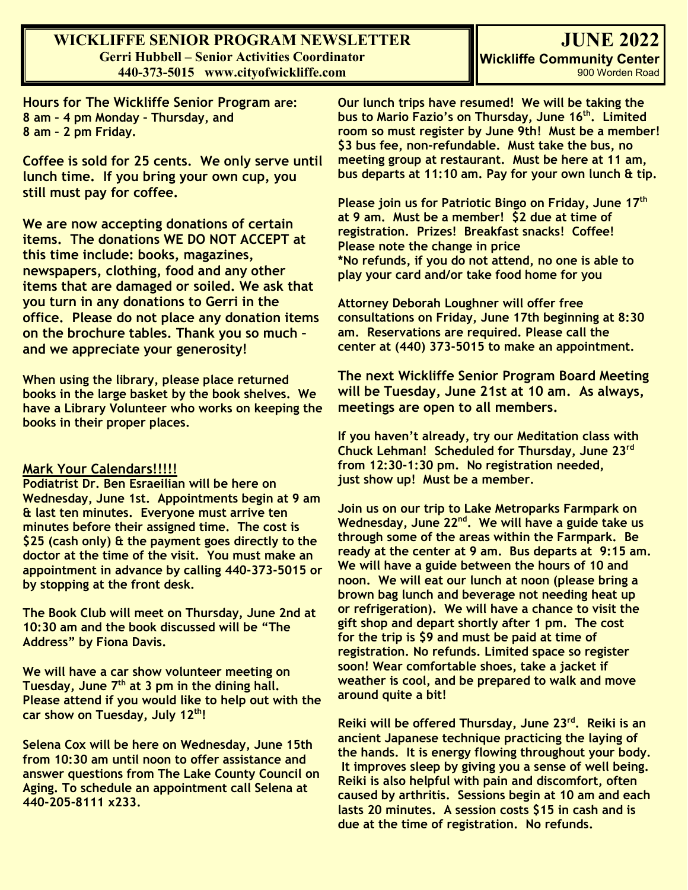# WICKLIFFE SENIOR PROGRAM NEWSLETTER

**Gerri Hubbell – Senior Activities Coordinator**
**440-373-5015 www.cityofwickliffe.com**

# JUNE 2022

**Wickliffe Community Center**
900 Worden Road

**Hours for The Wickliffe Senior Program are:**
**8 am – 4 pm Monday – Thursday, and**
**8 am – 2 pm Friday.**

**Coffee is sold for 25 cents. We only serve until lunch time. If you bring your own cup, you still must pay for coffee.**

**We are now accepting donations of certain items. The donations WE DO NOT ACCEPT at this time include: books, magazines, newspapers, clothing, food and any other items that are damaged or soiled. We ask that you turn in any donations to Gerri in the office. Please do not place any donation items on the brochure tables. Thank you so much – and we appreciate your generosity!**

**When using the library, please place returned books in the large basket by the book shelves. We have a Library Volunteer who works on keeping the books in their proper places.**

## Mark Your Calendars!!!!!

**Podiatrist Dr. Ben Esraeilian will be here on Wednesday, June 1st. Appointments begin at 9 am & last ten minutes. Everyone must arrive ten minutes before their assigned time. The cost is $25 (cash only) & the payment goes directly to the doctor at the time of the visit. You must make an appointment in advance by calling 440-373-5015 or by stopping at the front desk.**

**The Book Club will meet on Thursday, June 2nd at 10:30 am and the book discussed will be "The Address" by Fiona Davis.**

**We will have a car show volunteer meeting on Tuesday, June 7th at 3 pm in the dining hall. Please attend if you would like to help out with the car show on Tuesday, July 12th!**

**Selena Cox will be here on Wednesday, June 15th from 10:30 am until noon to offer assistance and answer questions from The Lake County Council on Aging. To schedule an appointment call Selena at 440-205-8111 x233.**

**Our lunch trips have resumed! We will be taking the bus to Mario Fazio's on Thursday, June 16th. Limited room so must register by June 9th! Must be a member! $3 bus fee, non-refundable. Must take the bus, no meeting group at restaurant. Must be here at 11 am, bus departs at 11:10 am. Pay for your own lunch & tip.**

**Please join us for Patriotic Bingo on Friday, June 17th at 9 am. Must be a member! $2 due at time of registration. Prizes! Breakfast snacks! Coffee! Please note the change in price**
**\*No refunds, if you do not attend, no one is able to play your card and/or take food home for you**

**Attorney Deborah Loughner will offer free consultations on Friday, June 17th beginning at 8:30 am. Reservations are required. Please call the center at (440) 373-5015 to make an appointment.**

**The next Wickliffe Senior Program Board Meeting will be Tuesday, June 21st at 10 am. As always, meetings are open to all members.**

**If you haven't already, try our Meditation class with Chuck Lehman! Scheduled for Thursday, June 23rd from 12:30-1:30 pm. No registration needed, just show up! Must be a member.**

**Join us on our trip to Lake Metroparks Farmpark on Wednesday, June 22nd. We will have a guide take us through some of the areas within the Farmpark. Be ready at the center at 9 am. Bus departs at 9:15 am. We will have a guide between the hours of 10 and noon. We will eat our lunch at noon (please bring a brown bag lunch and beverage not needing heat up or refrigeration). We will have a chance to visit the gift shop and depart shortly after 1 pm. The cost for the trip is $9 and must be paid at time of registration. No refunds. Limited space so register soon! Wear comfortable shoes, take a jacket if weather is cool, and be prepared to walk and move around quite a bit!**

**Reiki will be offered Thursday, June 23rd. Reiki is an ancient Japanese technique practicing the laying of the hands. It is energy flowing throughout your body. It improves sleep by giving you a sense of well being. Reiki is also helpful with pain and discomfort, often caused by arthritis. Sessions begin at 10 am and each lasts 20 minutes. A session costs $15 in cash and is due at the time of registration. No refunds.**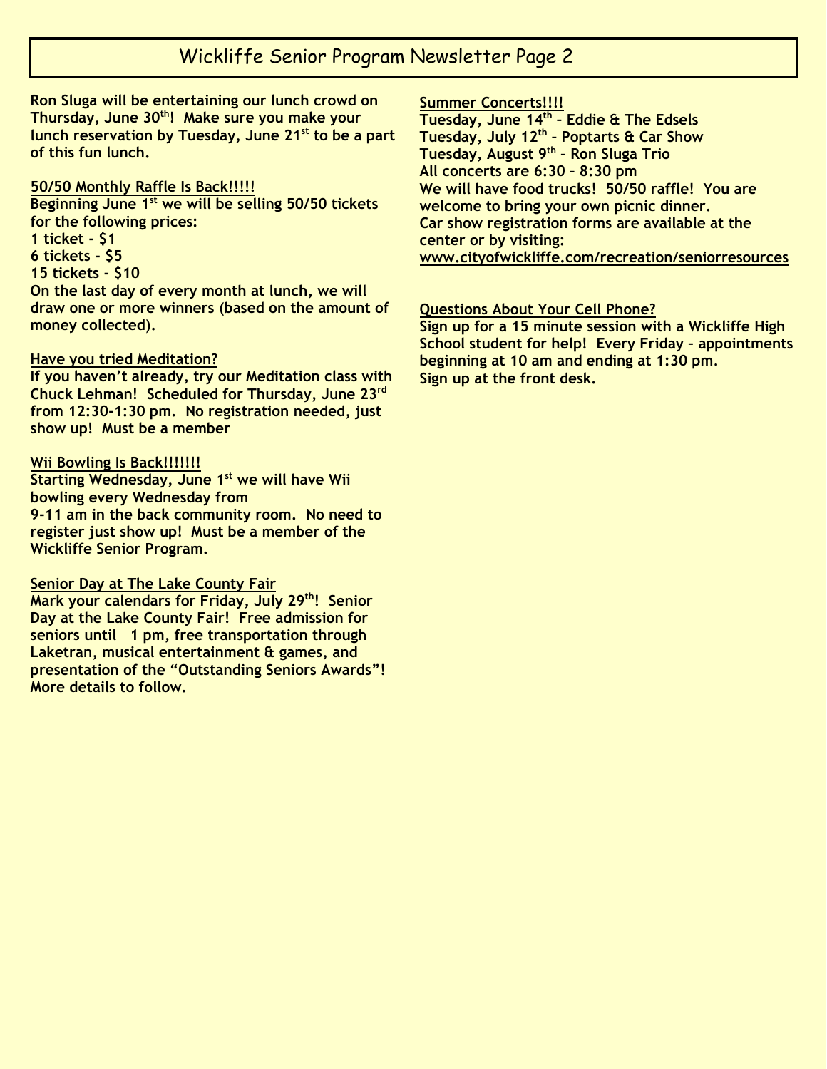# Wickliffe Senior Program Newsletter Page 2

**Ron Sluga will be entertaining our lunch crowd on Thursday, June 30th! Make sure you make your lunch reservation by Tuesday, June 21st to be a part of this fun lunch.**

## 50/50 Monthly Raffle Is Back!!!!!

**Beginning June 1st we will be selling 50/50 tickets for the following prices:**

**1 ticket - $1**
**6 tickets - $5**
**15 tickets - $10**

**On the last day of every month at lunch, we will draw one or more winners (based on the amount of money collected).**

## Have you tried Meditation?

**If you haven't already, try our Meditation class with Chuck Lehman! Scheduled for Thursday, June 23rd from 12:30-1:30 pm. No registration needed, just show up! Must be a member**

## Wii Bowling Is Back!!!!!!!

**Starting Wednesday, June 1st we will have Wii bowling every Wednesday from 9-11 am in the back community room. No need to register just show up! Must be a member of the Wickliffe Senior Program.**

## Senior Day at The Lake County Fair

**Mark your calendars for Friday, July 29th! Senior Day at the Lake County Fair! Free admission for seniors until 1 pm, free transportation through Laketran, musical entertainment & games, and presentation of the "Outstanding Seniors Awards"! More details to follow.**

## Summer Concerts!!!!

**Tuesday, June 14th – Eddie & The Edsels**
**Tuesday, July 12th – Poptarts & Car Show**
**Tuesday, August 9th – Ron Sluga Trio**
**All concerts are 6:30 – 8:30 pm**

**We will have food trucks! 50/50 raffle! You are welcome to bring your own picnic dinner.**

**Car show registration forms are available at the center or by visiting:**
**www.cityofwickliffe.com/recreation/seniorresources**

## Questions About Your Cell Phone?

**Sign up for a 15 minute session with a Wickliffe High School student for help! Every Friday – appointments beginning at 10 am and ending at 1:30 pm. Sign up at the front desk.**